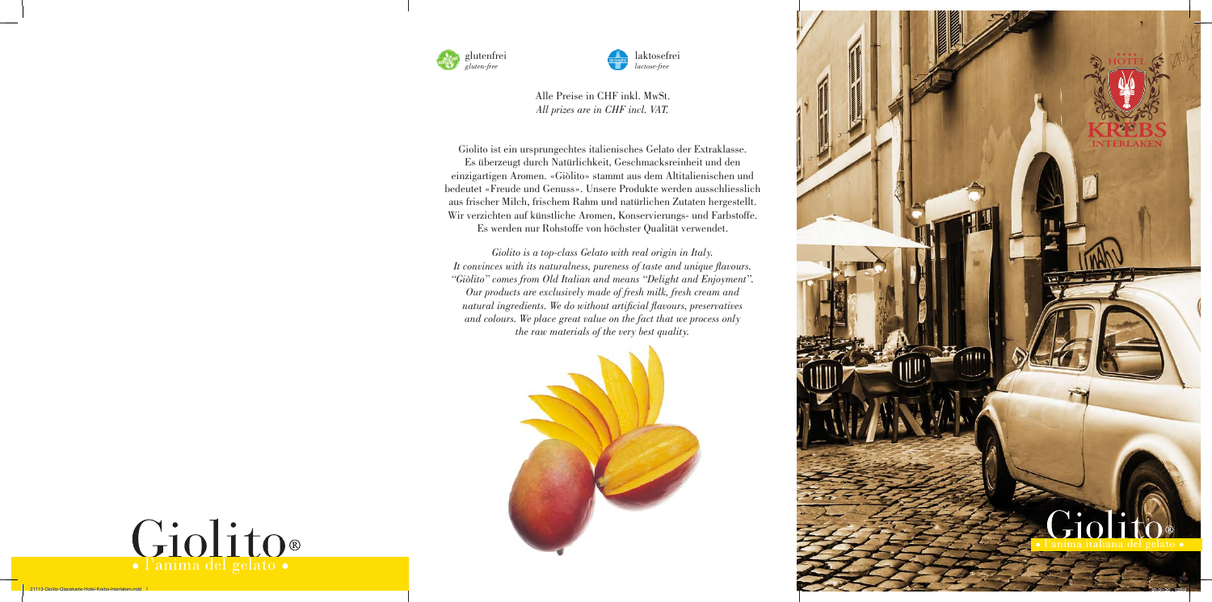glutenfrei
*gluten-free*

laktosefrei
*lactose-free*

Alle Preise in CHF inkl. MwSt.
*All prizes are in CHF incl. VAT.*

Giolito ist ein ursprungechtes italienisches Gelato der Extraklasse. Es überzeugt durch Natürlichkeit, Geschmacksreinheit und den einzigartigen Aromen. «Giòlito» stammt aus dem Altitalienischen und bedeutet «Freude und Genuss». Unsere Produkte werden ausschliesslich aus frischer Milch, frischem Rahm und natürlichen Zutaten hergestellt. Wir verzichten auf künstliche Aromen, Konservierungs- und Farbstoffe. Es werden nur Rohstoffe von höchster Qualität verwendet.

*Giolito is a top-class Gelato with real origin in Italy. It convinces with its naturalness, pureness of taste and unique flavours. "Giòlito" comes from Old Italian and means "Delight and Enjoyment". Our products are exclusively made of fresh milk, fresh cream and natural ingredients. We do without artificial flavours, preservatives and colours. We place great value on the fact that we process only the raw materials of the very best quality.*

# Giolito®

• l'anima del gelato •

HOTEL KREBS INTERLAKEN

# Giolito®

• l'anima italiana del gelato •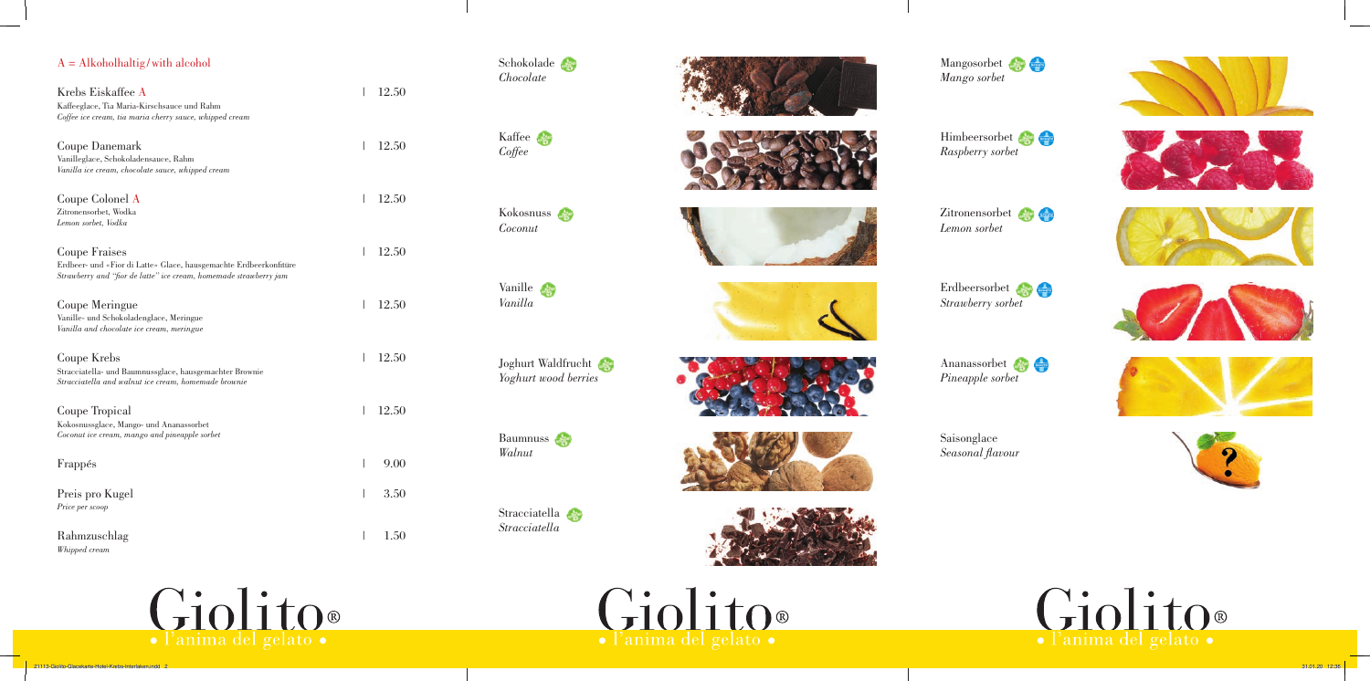A = Alkoholhaltig/with alcohol

| | |
|---|---|
| Krebs Eiskaffee A<br>Kaffeeglace, Tia Maria-Kirschsauce und Rahm<br>*Coffee ice cream, tia maria cherry sauce, whipped cream* | 12.50 |
| Coupe Danemark<br>Vanilleglace, Schokoladensauce, Rahm<br>*Vanilla ice cream, chocolate sauce, whipped cream* | 12.50 |
| Coupe Colonel A<br>Zitronensorbet, Wodka<br>*Lemon sorbet, Vodka* | 12.50 |
| Coupe Fraises<br>Erdbeer- und «Fior di Latte» Glace, hausgemachte Erdbeerkonfitüre<br>*Strawberry and "fior de latte" ice cream, homemade strawberry jam* | 12.50 |
| Coupe Meringue<br>Vanille- und Schokoladenglace, Meringue<br>*Vanilla and chocolate ice cream, meringue* | 12.50 |
| Coupe Krebs<br>Stracciatella- und Baumnussglace, hausgemachter Brownie<br>*Stracciatella and walnut ice cream, homemade brownie* | 12.50 |
| Coupe Tropical<br>Kokosnussglace, Mango- und Ananassorbet<br>*Coconut ice cream, mango and pineapple sorbet* | 12.50 |
| Frappés | 9.00 |
| Preis pro Kugel<br>*Price per scoop* | 3.50 |
| Rahmzuschlag<br>*Whipped cream* | 1.50 |

Giolito®
• l'anima del gelato •

Schokolade
*Chocolate*

Kaffee
*Coffee*

Kokosnuss
*Coconut*

Vanille
*Vanilla*

Joghurt Waldfrucht
*Yoghurt wood berries*

Baumnuss
*Walnut*

Stracciatella
*Stracciatella*

Giolito®
• l'anima del gelato •

Mangosorbet
*Mango sorbet*

Himbeersorbet
*Raspberry sorbet*

Zitronensorbet
*Lemon sorbet*

Erdbeersorbet
*Strawberry sorbet*

Ananassorbet
*Pineapple sorbet*

Saisonglace
*Seasonal flavour*

Giolito®
• l'anima del gelato •